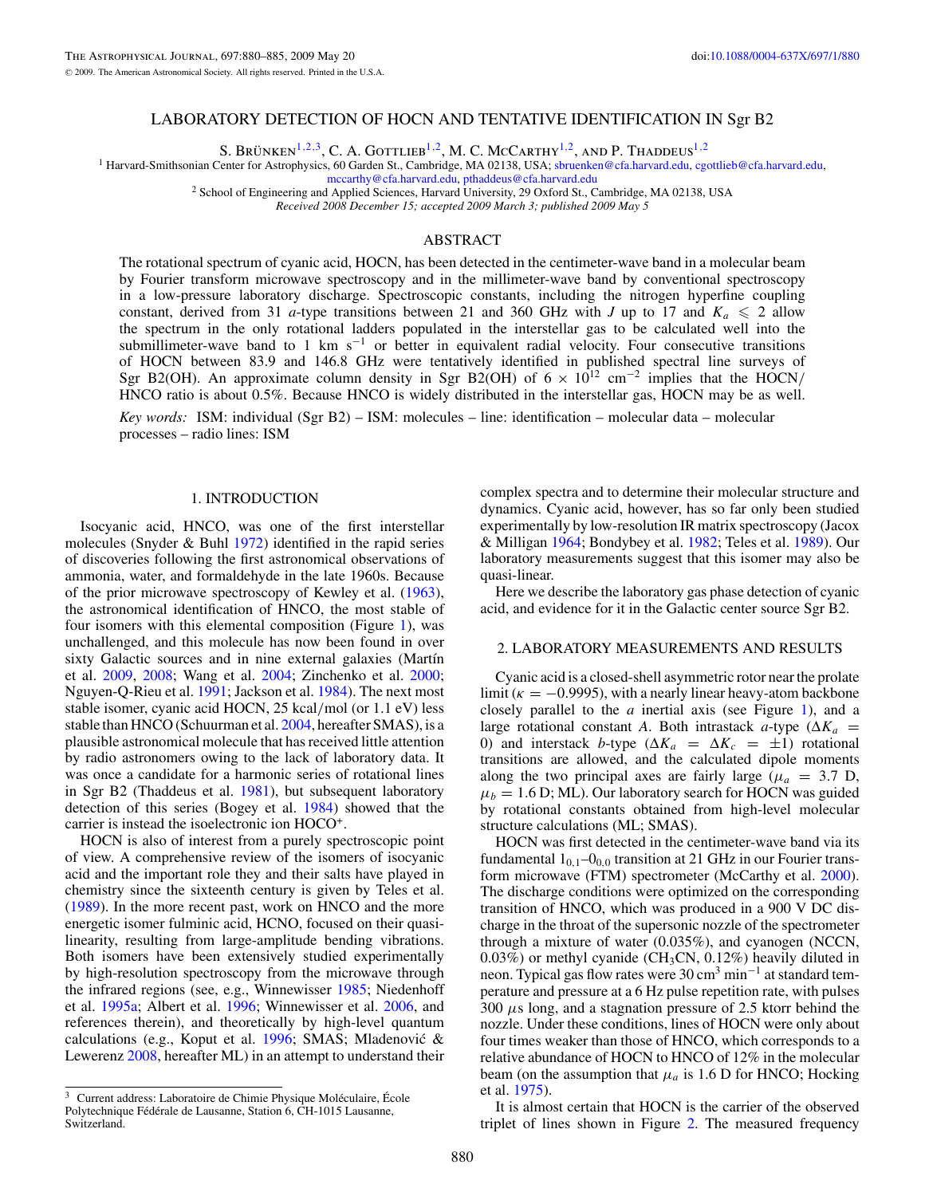# LABORATORY DETECTION OF HOCN AND TENTATIVE IDENTIFICATION IN Sgr B2

S. Brünken[1,2,3], C. A. Gottlieb[1,2], M. C. McCarthy[1,2], and P. Thaddeus[1,2]

[1] Harvard-Smithsonian Center for Astrophysics, 60 Garden St., Cambridge, MA 02138, USA; sbruenken@cfa.harvard.edu, cgottlieb@cfa.harvard.edu, mccarthy@cfa.harvard.edu, pthaddeus@cfa.harvard.edu

[2] School of Engineering and Applied Sciences, Harvard University, 29 Oxford St., Cambridge, MA 02138, USA

*Received 2008 December 15; accepted 2009 March 3; published 2009 May 5*

## ABSTRACT

The rotational spectrum of cyanic acid, HOCN, has been detected in the centimeter-wave band in a molecular beam by Fourier transform microwave spectroscopy and in the millimeter-wave band by conventional spectroscopy in a low-pressure laboratory discharge. Spectroscopic constants, including the nitrogen hyperfine coupling constant, derived from 31 *a*-type transitions between 21 and 360 GHz with $J$ up to 17 and $K_a \leqslant 2$ allow the spectrum in the only rotational ladders populated in the interstellar gas to be calculated well into the submillimeter-wave band to 1 km $s^{-1}$ or better in equivalent radial velocity. Four consecutive transitions of HOCN between 83.9 and 146.8 GHz were tentatively identified in published spectral line surveys of Sgr B2(OH). An approximate column density in Sgr B2(OH) of $6 \times 10^{12}$ $cm^{-2}$ implies that the HOCN/HNCO ratio is about 0.5%. Because HNCO is widely distributed in the interstellar gas, HOCN may be as well.

*Key words:* ISM: individual (Sgr B2) – ISM: molecules – line: identification – molecular data – molecular processes – radio lines: ISM

## 1. INTRODUCTION

Isocyanic acid, HNCO, was one of the first interstellar molecules (Snyder & Buhl 1972) identified in the rapid series of discoveries following the first astronomical observations of ammonia, water, and formaldehyde in the late 1960s. Because of the prior microwave spectroscopy of Kewley et al. (1963), the astronomical identification of HNCO, the most stable of four isomers with this elemental composition (Figure 1), was unchallenged, and this molecule has now been found in over sixty Galactic sources and in nine external galaxies (Martín et al. 2009, 2008; Wang et al. 2004; Zinchenko et al. 2000; Nguyen-Q-Rieu et al. 1991; Jackson et al. 1984). The next most stable isomer, cyanic acid HOCN, 25 kcal/mol (or 1.1 eV) less stable than HNCO (Schuurman et al. 2004, hereafter SMAS), is a plausible astronomical molecule that has received little attention by radio astronomers owing to the lack of laboratory data. It was once a candidate for a harmonic series of rotational lines in Sgr B2 (Thaddeus et al. 1981), but subsequent laboratory detection of this series (Bogey et al. 1984) showed that the carrier is instead the isoelectronic ion $HOCO^+$.

HOCN is also of interest from a purely spectroscopic point of view. A comprehensive review of the isomers of isocyanic acid and the important role they and their salts have played in chemistry since the sixteenth century is given by Teles et al. (1989). In the more recent past, work on HNCO and the more energetic isomer fulminic acid, HCNO, focused on their quasi-linearity, resulting from large-amplitude bending vibrations. Both isomers have been extensively studied experimentally by high-resolution spectroscopy from the microwave through the infrared regions (see, e.g., Winnewisser 1985; Niedenhoff et al. 1995a; Albert et al. 1996; Winnewisser et al. 2006, and references therein), and theoretically by high-level quantum calculations (e.g., Koput et al. 1996; SMAS; Mladenović & Lewerenz 2008, hereafter ML) in an attempt to understand their complex spectra and to determine their molecular structure and dynamics. Cyanic acid, however, has so far only been studied experimentally by low-resolution IR matrix spectroscopy (Jacox & Milligan 1964; Bondybey et al. 1982; Teles et al. 1989). Our laboratory measurements suggest that this isomer may also be quasi-linear.

Here we describe the laboratory gas phase detection of cyanic acid, and evidence for it in the Galactic center source Sgr B2.

## 2. LABORATORY MEASUREMENTS AND RESULTS

Cyanic acid is a closed-shell asymmetric rotor near the prolate limit ($\kappa = -0.9995$), with a nearly linear heavy-atom backbone closely parallel to the $a$ inertial axis (see Figure 1), and a large rotational constant $A$. Both intrastack $a$-type ($\Delta K_a = 0$) and interstack $b$-type ($\Delta K_a = \Delta K_c = \pm 1$) rotational transitions are allowed, and the calculated dipole moments along the two principal axes are fairly large ($\mu_a = 3.7$ D, $\mu_b = 1.6$ D; ML). Our laboratory search for HOCN was guided by rotational constants obtained from high-level molecular structure calculations (ML; SMAS).

HOCN was first detected in the centimeter-wave band via its fundamental $1_{0,1}$–$0_{0,0}$ transition at 21 GHz in our Fourier transform microwave (FTM) spectrometer (McCarthy et al. 2000). The discharge conditions were optimized on the corresponding transition of HNCO, which was produced in a 900 V DC discharge in the throat of the supersonic nozzle of the spectrometer through a mixture of water (0.035%), and cyanogen (NCCN, 0.03%) or methyl cyanide ($CH_3CN$, 0.12%) heavily diluted in neon. Typical gas flow rates were 30 $cm^3$ $min^{-1}$ at standard temperature and pressure at a 6 Hz pulse repetition rate, with pulses 300 $\mu$s long, and a stagnation pressure of 2.5 ktorr behind the nozzle. Under these conditions, lines of HOCN were only about four times weaker than those of HNCO, which corresponds to a relative abundance of HOCN to HNCO of 12% in the molecular beam (on the assumption that $\mu_a$ is 1.6 D for HNCO; Hocking et al. 1975).

It is almost certain that HOCN is the carrier of the observed triplet of lines shown in Figure 2. The measured frequency

[3] Current address: Laboratoire de Chimie Physique Moléculaire, École Polytechnique Fédérale de Lausanne, Station 6, CH-1015 Lausanne, Switzerland.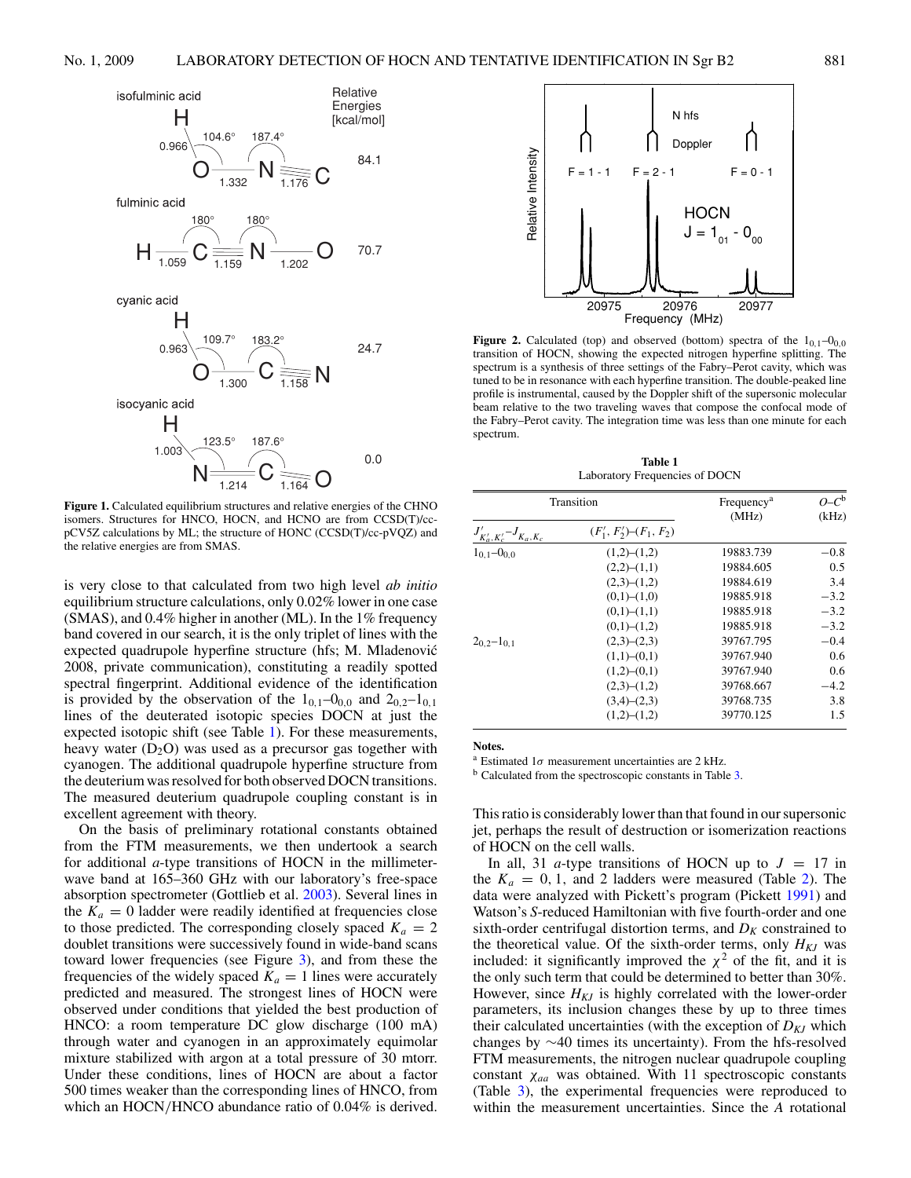**Figure 1.** Calculated equilibrium structures and relative energies of the CHNO isomers. Structures for HNCO, HOCN, and HCNO are from CCSD(T)/cc-pCV5Z calculations by ML; the structure of HONC (CCSD(T)/cc-pVQZ) and the relative energies are from SMAS.

is very close to that calculated from two high level *ab initio* equilibrium structure calculations, only 0.02% lower in one case (SMAS), and 0.4% higher in another (ML). In the 1% frequency band covered in our search, it is the only triplet of lines with the expected quadrupole hyperfine structure (hfs; M. Mladenović 2008, private communication), constituting a readily spotted spectral fingerprint. Additional evidence of the identification is provided by the observation of the $1_{0,1}$–$0_{0,0}$ and $2_{0,2}$–$1_{0,1}$ lines of the deuterated isotopic species DOCN at just the expected isotopic shift (see Table 1). For these measurements, heavy water ($D_2O$) was used as a precursor gas together with cyanogen. The additional quadrupole hyperfine structure from the deuterium was resolved for both observed DOCN transitions. The measured deuterium quadrupole coupling constant is in excellent agreement with theory.

On the basis of preliminary rotational constants obtained from the FTM measurements, we then undertook a search for additional *a*-type transitions of HOCN in the millimeter-wave band at 165–360 GHz with our laboratory's free-space absorption spectrometer (Gottlieb et al. 2003). Several lines in the $K_a = 0$ ladder were readily identified at frequencies close to those predicted. The corresponding closely spaced $K_a = 2$ doublet transitions were successively found in wide-band scans toward lower frequencies (see Figure 3), and from these the frequencies of the widely spaced $K_a = 1$ lines were accurately predicted and measured. The strongest lines of HOCN were observed under conditions that yielded the best production of HNCO: a room temperature DC glow discharge (100 mA) through water and cyanogen in an approximately equimolar mixture stabilized with argon at a total pressure of 30 mtorr. Under these conditions, lines of HOCN are about a factor 500 times weaker than the corresponding lines of HNCO, from which an HOCN/HNCO abundance ratio of 0.04% is derived.

**Figure 2.** Calculated (top) and observed (bottom) spectra of the $1_{0,1}$–$0_{0,0}$ transition of HOCN, showing the expected nitrogen hyperfine splitting. The spectrum is a synthesis of three settings of the Fabry–Perot cavity, which was tuned to be in resonance with each hyperfine transition. The double-peaked line profile is instrumental, caused by the Doppler shift of the supersonic molecular beam relative to the two traveling waves that compose the confocal mode of the Fabry–Perot cavity. The integration time was less than one minute for each spectrum.

**Table 1**
Laboratory Frequencies of DOCN

| Transition | | Frequency[a] (MHz) | $O$–$C$[b] (kHz) |
|---|---|---|---|
| $J'_{K'_a,K'_c}$–$J_{K_a,K_c}$ | $(F'_1, F'_2)$–$(F_1, F_2)$ | | |
| $1_{0,1}$–$0_{0,0}$ | (1,2)–(1,2) | 19883.739 | −0.8 |
| | (2,2)–(1,1) | 19884.605 | 0.5 |
| | (2,3)–(1,2) | 19884.619 | 3.4 |
| | (0,1)–(1,0) | 19885.918 | −3.2 |
| | (0,1)–(1,1) | 19885.918 | −3.2 |
| | (0,1)–(1,2) | 19885.918 | −3.2 |
| $2_{0,2}$–$1_{0,1}$ | (2,3)–(2,3) | 39767.795 | −0.4 |
| | (1,1)–(0,1) | 39767.940 | 0.6 |
| | (1,2)–(0,1) | 39767.940 | 0.6 |
| | (2,3)–(1,2) | 39768.667 | −4.2 |
| | (3,4)–(2,3) | 39768.735 | 3.8 |
| | (1,2)–(1,2) | 39770.125 | 1.5 |

**Notes.**
[a] Estimated 1$\sigma$ measurement uncertainties are 2 kHz.
[b] Calculated from the spectroscopic constants in Table 3.

This ratio is considerably lower than that found in our supersonic jet, perhaps the result of destruction or isomerization reactions of HOCN on the cell walls.

In all, 31 *a*-type transitions of HOCN up to $J = 17$ in the $K_a = 0, 1$, and 2 ladders were measured (Table 2). The data were analyzed with Pickett's program (Pickett 1991) and Watson's *S*-reduced Hamiltonian with five fourth-order and one sixth-order centrifugal distortion terms, and $D_K$ constrained to the theoretical value. Of the sixth-order terms, only $H_{KJ}$ was included: it significantly improved the $\chi^2$ of the fit, and it is the only such term that could be determined to better than 30%. However, since $H_{KJ}$ is highly correlated with the lower-order parameters, its inclusion changes these by up to three times their calculated uncertainties (with the exception of $D_{KJ}$ which changes by ~40 times its uncertainty). From the hfs-resolved FTM measurements, the nitrogen nuclear quadrupole coupling constant $\chi_{aa}$ was obtained. With 11 spectroscopic constants (Table 3), the experimental frequencies were reproduced to within the measurement uncertainties. Since the *A* rotational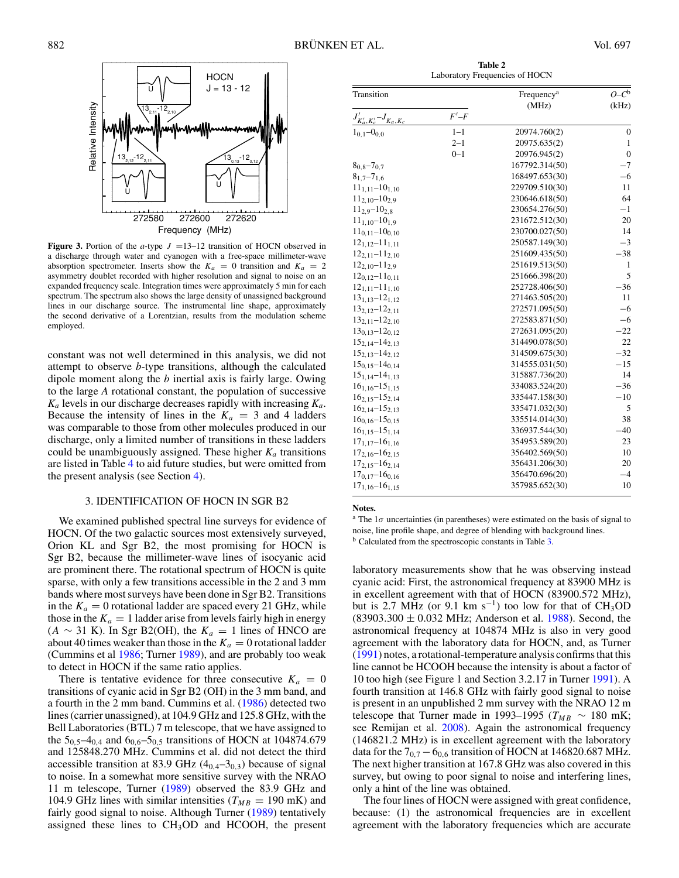**Figure 3.** Portion of the *a*-type $J$ =13–12 transition of HOCN observed in a discharge through water and cyanogen with a free-space millimeter-wave absorption spectrometer. Inserts show the $K_a$ = 0 transition and $K_a$ = 2 asymmetry doublet recorded with higher resolution and signal to noise on an expanded frequency scale. Integration times were approximately 5 min for each spectrum. The spectrum also shows the large density of unassigned background lines in our discharge source. The instrumental line shape, approximately the second derivative of a Lorentzian, results from the modulation scheme employed.

constant was not well determined in this analysis, we did not attempt to observe *b*-type transitions, although the calculated dipole moment along the *b* inertial axis is fairly large. Owing to the large *A* rotational constant, the population of successive $K_a$ levels in our discharge decreases rapidly with increasing $K_a$. Because the intensity of lines in the $K_a$ = 3 and 4 ladders was comparable to those from other molecules produced in our discharge, only a limited number of transitions in these ladders could be unambiguously assigned. These higher $K_a$ transitions are listed in Table 4 to aid future studies, but were omitted from the present analysis (see Section 4).

## 3. IDENTIFICATION OF HOCN IN SGR B2

We examined published spectral line surveys for evidence of HOCN. Of the two galactic sources most extensively surveyed, Orion KL and Sgr B2, the most promising for HOCN is Sgr B2, because the millimeter-wave lines of isocyanic acid are prominent there. The rotational spectrum of HOCN is quite sparse, with only a few transitions accessible in the 2 and 3 mm bands where most surveys have been done in Sgr B2. Transitions in the $K_a$ = 0 rotational ladder are spaced every 21 GHz, while those in the $K_a$ = 1 ladder arise from levels fairly high in energy ($A$ ~ 31 K). In Sgr B2(OH), the $K_a$ = 1 lines of HNCO are about 40 times weaker than those in the $K_a$ = 0 rotational ladder (Cummins et al 1986; Turner 1989), and are probably too weak to detect in HOCN if the same ratio applies.

There is tentative evidence for three consecutive $K_a$ = 0 transitions of cyanic acid in Sgr B2 (OH) in the 3 mm band, and a fourth in the 2 mm band. Cummins et al. (1986) detected two lines (carrier unassigned), at 104.9 GHz and 125.8 GHz, with the Bell Laboratories (BTL) 7 m telescope, that we have assigned to the $5_{0,5}$–$4_{0,4}$ and $6_{0,6}$–$5_{0,5}$ transitions of HOCN at 104874.679 and 125848.270 MHz. Cummins et al. did not detect the third accessible transition at 83.9 GHz ($4_{0,4}$–$3_{0,3}$) because of signal to noise. In a somewhat more sensitive survey with the NRAO 11 m telescope, Turner (1989) observed the 83.9 GHz and 104.9 GHz lines with similar intensities ($T_{MB}$ = 190 mK) and fairly good signal to noise. Although Turner (1989) tentatively assigned these lines to $CH_3OD$ and HCOOH, the present laboratory measurements show that he was observing instead cyanic acid: First, the astronomical frequency at 83900 MHz is in excellent agreement with that of HOCN (83900.572 MHz), but is 2.7 MHz (or 9.1 km s$^{-1}$) too low for that of $CH_3OD$ (83903.300 ± 0.032 MHz; Anderson et al. 1988). Second, the astronomical frequency at 104874 MHz is also in very good agreement with the laboratory data for HOCN, and, as Turner (1991) notes, a rotational-temperature analysis confirms that this line cannot be HCOOH because the intensity is about a factor of 10 too high (see Figure 1 and Section 3.2.17 in Turner 1991). A fourth transition at 146.8 GHz with fairly good signal to noise is present in an unpublished 2 mm survey with the NRAO 12 m telescope that Turner made in 1993–1995 ($T_{MB}$ ~ 180 mK; see Remijan et al. 2008). Again the astronomical frequency (146821.2 MHz) is in excellent agreement with the laboratory data for the $7_{0,7} - 6_{0,6}$ transition of HOCN at 146820.687 MHz. The next higher transition at 167.8 GHz was also covered in this survey, but owing to poor signal to noise and interfering lines, only a hint of the line was obtained.

The four lines of HOCN were assigned with great confidence, because: (1) the astronomical frequencies are in excellent agreement with the laboratory frequencies which are accurate

**Table 2**
Laboratory Frequencies of HOCN

| Transition $J'_{K'_a,K'_c}$–$J_{K_a,K_c}$ | $F'$–$F$ | Frequency[a] (MHz) | $O$–$C$[b] (kHz) |
|---|---|---|---|
| $1_{0,1}$–$0_{0,0}$ | 1–1 | 20974.760(2) | 0 |
| | 2–1 | 20975.635(2) | 1 |
| | 0–1 | 20976.945(2) | 0 |
| $8_{0,8}$–$7_{0,7}$ | | 167792.314(50) | −7 |
| $8_{1,7}$–$7_{1,6}$ | | 168497.653(30) | −6 |
| $11_{1,11}$–$10_{1,10}$ | | 229709.510(30) | 11 |
| $11_{2,10}$–$10_{2,9}$ | | 230646.618(50) | 64 |
| $11_{2,9}$–$10_{2,8}$ | | 230654.276(50) | −1 |
| $11_{1,10}$–$10_{1,9}$ | | 231672.512(30) | 20 |
| $11_{0,11}$–$10_{0,10}$ | | 230700.027(50) | 14 |
| $12_{1,12}$–$11_{1,11}$ | | 250587.149(30) | −3 |
| $12_{2,11}$–$11_{2,10}$ | | 251609.435(50) | −38 |
| $12_{2,10}$–$11_{2,9}$ | | 251619.513(50) | 1 |
| $12_{0,12}$–$11_{0,11}$ | | 251666.398(20) | 5 |
| $12_{1,11}$–$11_{1,10}$ | | 252728.406(50) | −36 |
| $13_{1,13}$–$12_{1,12}$ | | 271463.505(20) | 11 |
| $13_{2,12}$–$12_{2,11}$ | | 272571.095(50) | −6 |
| $13_{2,11}$–$12_{2,10}$ | | 272583.871(50) | −6 |
| $13_{0,13}$–$12_{0,12}$ | | 272631.095(20) | −22 |
| $15_{2,14}$–$14_{2,13}$ | | 314490.078(50) | 22 |
| $15_{2,13}$–$14_{2,12}$ | | 314509.675(30) | −32 |
| $15_{0,15}$–$14_{0,14}$ | | 314555.031(50) | −15 |
| $15_{1,14}$–$14_{1,13}$ | | 315887.736(20) | 14 |
| $16_{1,16}$–$15_{1,15}$ | | 334083.524(20) | −36 |
| $16_{2,15}$–$15_{2,14}$ | | 335447.158(30) | −10 |
| $16_{2,14}$–$15_{2,13}$ | | 335471.032(30) | 5 |
| $16_{0,16}$–$15_{0,15}$ | | 335514.014(30) | 38 |
| $16_{1,15}$–$15_{1,14}$ | | 336937.544(30) | −40 |
| $17_{1,17}$–$16_{1,16}$ | | 354953.589(20) | 23 |
| $17_{2,16}$–$16_{2,15}$ | | 356402.569(50) | 10 |
| $17_{2,15}$–$16_{2,14}$ | | 356431.206(30) | 20 |
| $17_{0,17}$–$16_{0,16}$ | | 356470.696(20) | −4 |
| $17_{1,16}$–$16_{1,15}$ | | 357985.652(30) | 10 |

**Notes.**
[a] The 1$\sigma$ uncertainties (in parentheses) were estimated on the basis of signal to noise, line profile shape, and degree of blending with background lines.
[b] Calculated from the spectroscopic constants in Table 3.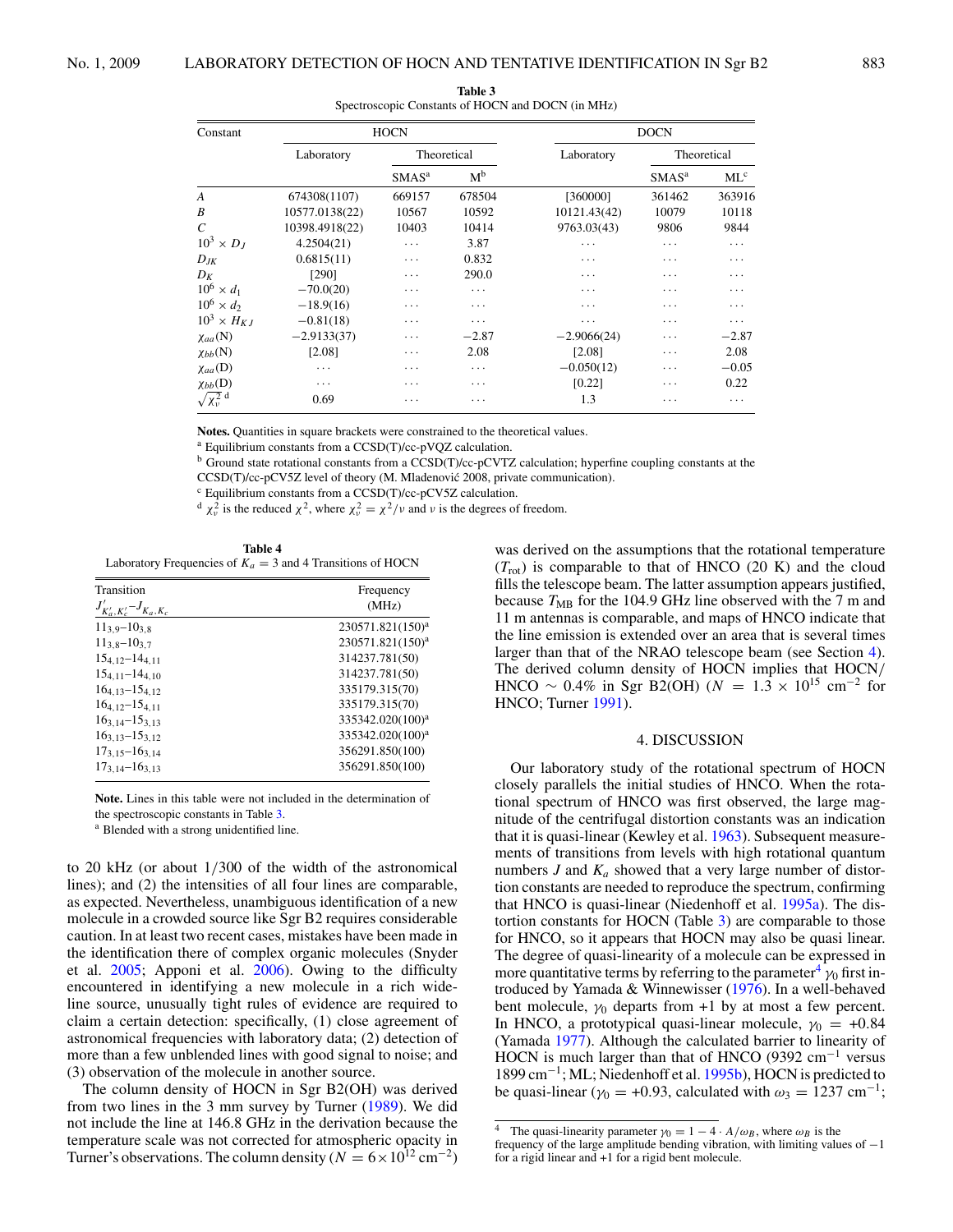**Table 3**
Spectroscopic Constants of HOCN and DOCN (in MHz)

| Constant | HOCN | | | DOCN | | |
|---|---|---|---|---|---|---|
| | Laboratory | Theoretical | | Laboratory | Theoretical | |
| | | SMAS[a] | M[b] | | SMAS[a] | ML[c] |
| $A$ | 674308(1107) | 669157 | 678504 | [360000] | 361462 | 363916 |
| $B$ | 10577.0138(22) | 10567 | 10592 | 10121.43(42) | 10079 | 10118 |
| $C$ | 10398.4918(22) | 10403 | 10414 | 9763.03(43) | 9806 | 9844 |
| $10^3 \times D_J$ | 4.2504(21) | ... | 3.87 | ... | ... | ... |
| $D_{JK}$ | 0.6815(11) | ... | 0.832 | ... | ... | ... |
| $D_K$ | [290] | ... | 290.0 | ... | ... | ... |
| $10^6 \times d_1$ | −70.0(20) | ... | ... | ... | ... | ... |
| $10^6 \times d_2$ | −18.9(16) | ... | ... | ... | ... | ... |
| $10^3 \times H_{KJ}$ | −0.81(18) | ... | ... | ... | ... | ... |
| $\chi_{aa}$(N) | −2.9133(37) | ... | −2.87 | −2.9066(24) | ... | −2.87 |
| $\chi_{bb}$(N) | [2.08] | ... | 2.08 | [2.08] | ... | 2.08 |
| $\chi_{aa}$(D) | ... | ... | ... | −0.050(12) | ... | −0.05 |
| $\chi_{bb}$(D) | ... | ... | ... | [0.22] | ... | 0.22 |
| $\sqrt{\chi_\nu^2}$ [d] | 0.69 | ... | ... | 1.3 | ... | ... |

**Notes.** Quantities in square brackets were constrained to the theoretical values.
[a] Equilibrium constants from a CCSD(T)/cc-pVQZ calculation.
[b] Ground state rotational constants from a CCSD(T)/cc-pCVTZ calculation; hyperfine coupling constants at the CCSD(T)/cc-pCV5Z level of theory (M. Mladenović 2008, private communication).
[c] Equilibrium constants from a CCSD(T)/cc-pCV5Z calculation.
[d] $\chi_\nu^2$ is the reduced $\chi^2$, where $\chi_\nu^2 = \chi^2/\nu$ and $\nu$ is the degrees of freedom.

**Table 4**
Laboratory Frequencies of $K_a = 3$ and 4 Transitions of HOCN

| Transition $J'_{K'_a,K'_c}$–$J_{K_a,K_c}$ | Frequency (MHz) |
|---|---|
| $11_{3,9}$–$10_{3,8}$ | 230571.821(150)[a] |
| $11_{3,8}$–$10_{3,7}$ | 230571.821(150)[a] |
| $15_{4,12}$–$14_{4,11}$ | 314237.781(50) |
| $15_{4,11}$–$14_{4,10}$ | 314237.781(50) |
| $16_{4,13}$–$15_{4,12}$ | 335179.315(70) |
| $16_{4,12}$–$15_{4,11}$ | 335179.315(70) |
| $16_{3,14}$–$15_{3,13}$ | 335342.020(100)[a] |
| $16_{3,13}$–$15_{3,12}$ | 335342.020(100)[a] |
| $17_{3,15}$–$16_{3,14}$ | 356291.850(100) |
| $17_{3,14}$–$16_{3,13}$ | 356291.850(100) |

**Note.** Lines in this table were not included in the determination of the spectroscopic constants in Table 3.
[a] Blended with a strong unidentified line.

to 20 kHz (or about 1/300 of the width of the astronomical lines); and (2) the intensities of all four lines are comparable, as expected. Nevertheless, unambiguous identification of a new molecule in a crowded source like Sgr B2 requires considerable caution. In at least two recent cases, mistakes have been made in the identification there of complex organic molecules (Snyder et al. 2005; Apponi et al. 2006). Owing to the difficulty encountered in identifying a new molecule in a rich wide-line source, unusually tight rules of evidence are required to claim a certain detection: specifically, (1) close agreement of astronomical frequencies with laboratory data; (2) detection of more than a few unblended lines with good signal to noise; and (3) observation of the molecule in another source.

The column density of HOCN in Sgr B2(OH) was derived from two lines in the 3 mm survey by Turner (1989). We did not include the line at 146.8 GHz in the derivation because the temperature scale was not corrected for atmospheric opacity in Turner's observations. The column density ($N = 6 \times 10^{12}$ cm$^{-2}$) was derived on the assumptions that the rotational temperature ($T_{\rm rot}$) is comparable to that of HNCO (20 K) and the cloud fills the telescope beam. The latter assumption appears justified, because $T_{\rm MB}$ for the 104.9 GHz line observed with the 7 m and 11 m antennas is comparable, and maps of HNCO indicate that the line emission is extended over an area that is several times larger than that of the NRAO telescope beam (see Section 4). The derived column density of HOCN implies that HOCN/HNCO ~ 0.4% in Sgr B2(OH) ($N = 1.3 \times 10^{15}$ cm$^{-2}$ for HNCO; Turner 1991).

## 4. DISCUSSION

Our laboratory study of the rotational spectrum of HOCN closely parallels the initial studies of HNCO. When the rotational spectrum of HNCO was first observed, the large magnitude of the centrifugal distortion constants was an indication that it is quasi-linear (Kewley et al. 1963). Subsequent measurements of transitions from levels with high rotational quantum numbers $J$ and $K_a$ showed that a very large number of distortion constants are needed to reproduce the spectrum, confirming that HNCO is quasi-linear (Niedenhoff et al. 1995a). The distortion constants for HOCN (Table 3) are comparable to those for HNCO, so it appears that HOCN may also be quasi linear. The degree of quasi-linearity of a molecule can be expressed in more quantitative terms by referring to the parameter[4] $\gamma_0$ first introduced by Yamada & Winnewisser (1976). In a well-behaved bent molecule, $\gamma_0$ departs from +1 by at most a few percent. In HNCO, a prototypical quasi-linear molecule, $\gamma_0 = +0.84$ (Yamada 1977). Although the calculated barrier to linearity of HOCN is much larger than that of HNCO (9392 cm$^{-1}$ versus 1899 cm$^{-1}$; ML; Niedenhoff et al. 1995b), HOCN is predicted to be quasi-linear ($\gamma_0 = +0.93$, calculated with $\omega_3 = 1237$ cm$^{-1}$;

[4] The quasi-linearity parameter $\gamma_0 = 1 - 4 \cdot A/\omega_B$, where $\omega_B$ is the frequency of the large amplitude bending vibration, with limiting values of −1 for a rigid linear and +1 for a rigid bent molecule.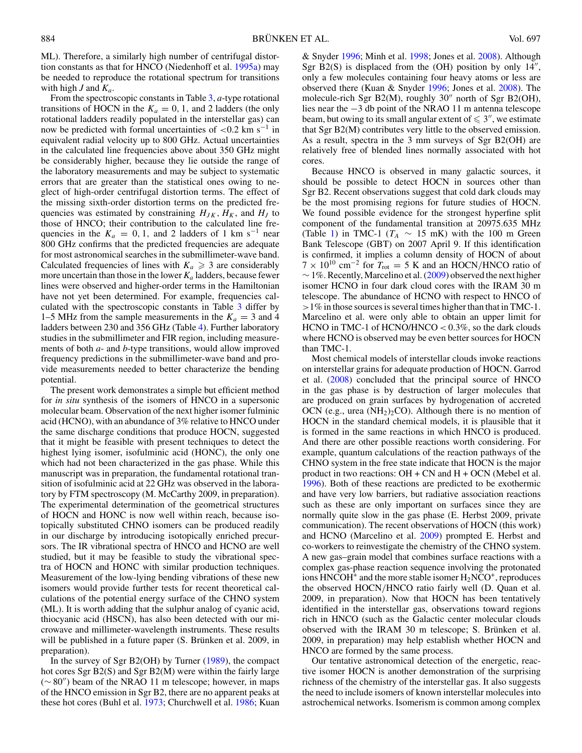ML). Therefore, a similarly high number of centrifugal distortion constants as that for HNCO (Niedenhoff et al. 1995a) may be needed to reproduce the rotational spectrum for transitions with high $J$ and $K_a$.

From the spectroscopic constants in Table 3, *a*-type rotational transitions of HOCN in the $K_a = 0$, 1, and 2 ladders (the only rotational ladders readily populated in the interstellar gas) can now be predicted with formal uncertainties of $<0.2$ km s$^{-1}$ in equivalent radial velocity up to 800 GHz. Actual uncertainties in the calculated line frequencies above about 350 GHz might be considerably higher, because they lie outside the range of the laboratory measurements and may be subject to systematic errors that are greater than the statistical ones owing to neglect of high-order centrifugal distortion terms. The effect of the missing sixth-order distortion terms on the predicted frequencies was estimated by constraining $H_{JK}$, $H_K$, and $H_J$ to those of HNCO; their contribution to the calculated line frequencies in the $K_a = 0$, 1, and 2 ladders of 1 km s$^{-1}$ near 800 GHz confirms that the predicted frequencies are adequate for most astronomical searches in the submillimeter-wave band. Calculated frequencies of lines with $K_a \geqslant 3$ are considerably more uncertain than those in the lower $K_a$ ladders, because fewer lines were observed and higher-order terms in the Hamiltonian have not yet been determined. For example, frequencies calculated with the spectroscopic constants in Table 3 differ by 1–5 MHz from the sample measurements in the $K_a = 3$ and 4 ladders between 230 and 356 GHz (Table 4). Further laboratory studies in the submillimeter and FIR region, including measurements of both *a*- and *b*-type transitions, would allow improved frequency predictions in the submillimeter-wave band and provide measurements needed to better characterize the bending potential.

The present work demonstrates a simple but efficient method for *in situ* synthesis of the isomers of HNCO in a supersonic molecular beam. Observation of the next higher isomer fulminic acid (HCNO), with an abundance of 3% relative to HNCO under the same discharge conditions that produce HOCN, suggested that it might be feasible with present techniques to detect the highest lying isomer, isofulminic acid (HONC), the only one which had not been characterized in the gas phase. While this manuscript was in preparation, the fundamental rotational transition of isofulminic acid at 22 GHz was observed in the laboratory by FTM spectroscopy (M. McCarthy 2009, in preparation). The experimental determination of the geometrical structures of HOCN and HONC is now well within reach, because isotopically substituted CHNO isomers can be produced readily in our discharge by introducing isotopically enriched precursors. The IR vibrational spectra of HNCO and HCNO are well studied, but it may be feasible to study the vibrational spectra of HOCN and HONC with similar production techniques. Measurement of the low-lying bending vibrations of these new isomers would provide further tests for recent theoretical calculations of the potential energy surface of the CHNO system (ML). It is worth adding that the sulphur analog of cyanic acid, thiocyanic acid (HSCN), has also been detected with our microwave and millimeter-wavelength instruments. These results will be published in a future paper (S. Brünken et al. 2009, in preparation).

In the survey of Sgr B2(OH) by Turner (1989), the compact hot cores Sgr B2(S) and Sgr B2(M) were within the fairly large ($\sim 80''$) beam of the NRAO 11 m telescope; however, in maps of the HNCO emission in Sgr B2, there are no apparent peaks at these hot cores (Buhl et al. 1973; Churchwell et al. 1986; Kuan & Snyder 1996; Minh et al. 1998; Jones et al. 2008). Although Sgr B2(S) is displaced from the (OH) position by only $14''$, only a few molecules containing four heavy atoms or less are observed there (Kuan & Snyder 1996; Jones et al. 2008). The molecule-rich Sgr B2(M), roughly $30''$ north of Sgr B2(OH), lies near the $-3$ db point of the NRAO 11 m antenna telescope beam, but owing to its small angular extent of $\leqslant 3''$, we estimate that Sgr B2(M) contributes very little to the observed emission. As a result, spectra in the 3 mm surveys of Sgr B2(OH) are relatively free of blended lines normally associated with hot cores.

Because HNCO is observed in many galactic sources, it should be possible to detect HOCN in sources other than Sgr B2. Recent observations suggest that cold dark clouds may be the most promising regions for future studies of HOCN. We found possible evidence for the strongest hyperfine split component of the fundamental transition at 20975.635 MHz (Table 1) in TMC-1 ($T_A \sim 15$ mK) with the 100 m Green Bank Telescope (GBT) on 2007 April 9. If this identification is confirmed, it implies a column density of HOCN of about $7 \times 10^{10}$ cm$^{-2}$ for $T_{\rm rot} = 5$ K and an HOCN/HNCO ratio of $\sim 1$%. Recently, Marcelino et al. (2009) observed the next higher isomer HCNO in four dark cloud cores with the IRAM 30 m telescope. The abundance of HCNO with respect to HNCO of $>1$% in those sources is several times higher than that in TMC-1. Marcelino et al. were only able to obtain an upper limit for HCNO in TMC-1 of HCNO/HNCO $< 0.3$%, so the dark clouds where HCNO is observed may be even better sources for HOCN than TMC-1.

Most chemical models of interstellar clouds invoke reactions on interstellar grains for adequate production of HOCN. Garrod et al. (2008) concluded that the principal source of HNCO in the gas phase is by destruction of larger molecules that are produced on grain surfaces by hydrogenation of accreted OCN (e.g., urea $(NH_2)_2CO$). Although there is no mention of HOCN in the standard chemical models, it is plausible that it is formed in the same reactions in which HNCO is produced. And there are other possible reactions worth considering. For example, quantum calculations of the reaction pathways of the CHNO system in the free state indicate that HOCN is the major product in two reactions: OH + CN and H + OCN (Mebel et al. 1996). Both of these reactions are predicted to be exothermic and have very low barriers, but radiative association reactions such as these are only important on surfaces since they are normally quite slow in the gas phase (E. Herbst 2009, private communication). The recent observations of HOCN (this work) and HCNO (Marcelino et al. 2009) prompted E. Herbst and co-workers to reinvestigate the chemistry of the CHNO system. A new gas–grain model that combines surface reactions with a complex gas-phase reaction sequence involving the protonated ions $HNCOH^+$ and the more stable isomer $H_2NCO^+$, reproduces the observed HOCN/HNCO ratio fairly well (D. Quan et al. 2009, in preparation). Now that HOCN has been tentatively identified in the interstellar gas, observations toward regions rich in HNCO (such as the Galactic center molecular clouds observed with the IRAM 30 m telescope; S. Brünken et al. 2009, in preparation) may help establish whether HOCN and HNCO are formed by the same process.

Our tentative astronomical detection of the energetic, reactive isomer HOCN is another demonstration of the surprising richness of the chemistry of the interstellar gas. It also suggests the need to include isomers of known interstellar molecules into astrochemical networks. Isomerism is common among complex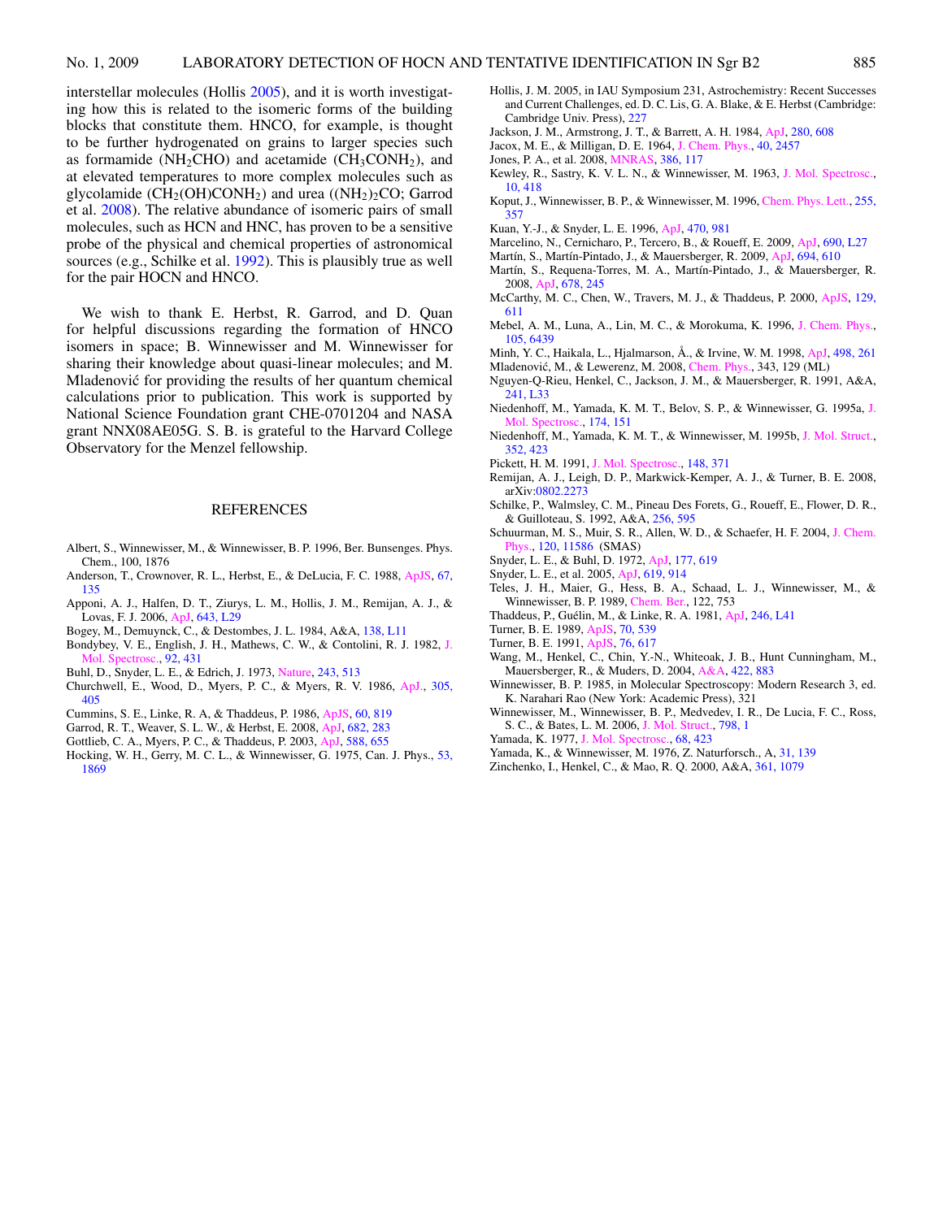interstellar molecules (Hollis 2005), and it is worth investigating how this is related to the isomeric forms of the building blocks that constitute them. HNCO, for example, is thought to be further hydrogenated on grains to larger species such as formamide ($NH_2CHO$) and acetamide ($CH_3CONH_2$), and at elevated temperatures to more complex molecules such as glycolamide ($CH_2(OH)CONH_2$) and urea ($(NH_2)_2CO$; Garrod et al. 2008). The relative abundance of isomeric pairs of small molecules, such as HCN and HNC, has proven to be a sensitive probe of the physical and chemical properties of astronomical sources (e.g., Schilke et al. 1992). This is plausibly true as well for the pair HOCN and HNCO.

We wish to thank E. Herbst, R. Garrod, and D. Quan for helpful discussions regarding the formation of HNCO isomers in space; B. Winnewisser and M. Winnewisser for sharing their knowledge about quasi-linear molecules; and M. Mladenović for providing the results of her quantum chemical calculations prior to publication. This work is supported by National Science Foundation grant CHE-0701204 and NASA grant NNX08AE05G. S. B. is grateful to the Harvard College Observatory for the Menzel fellowship.

## REFERENCES

Albert, S., Winnewisser, M., & Winnewisser, B. P. 1996, Ber. Bunsenges. Phys. Chem., 100, 1876

Anderson, T., Crownover, R. L., Herbst, E., & DeLucia, F. C. 1988, ApJS, 67, 135

Apponi, A. J., Halfen, D. T., Ziurys, L. M., Hollis, J. M., Remijan, A. J., & Lovas, F. J. 2006, ApJ, 643, L29

Bogey, M., Demuynck, C., & Destombes, J. L. 1984, A&A, 138, L11

Bondybey, V. E., English, J. H., Mathews, C. W., & Contolini, R. J. 1982, J. Mol. Spectrosc., 92, 431

Buhl, D., Snyder, L. E., & Edrich, J. 1973, Nature, 243, 513

Churchwell, E., Wood, D., Myers, P. C., & Myers, R. V. 1986, ApJ., 305, 405

Cummins, S. E., Linke, R. A, & Thaddeus, P. 1986, ApJS, 60, 819

Garrod, R. T., Weaver, S. L. W., & Herbst, E. 2008, ApJ, 682, 283

Gottlieb, C. A., Myers, P. C., & Thaddeus, P. 2003, ApJ, 588, 655

Hocking, W. H., Gerry, M. C. L., & Winnewisser, G. 1975, Can. J. Phys., 53, 1869

Hollis, J. M. 2005, in IAU Symposium 231, Astrochemistry: Recent Successes and Current Challenges, ed. D. C. Lis, G. A. Blake, & E. Herbst (Cambridge: Cambridge Univ. Press), 227

Jackson, J. M., Armstrong, J. T., & Barrett, A. H. 1984, ApJ, 280, 608

Jacox, M. E., & Milligan, D. E. 1964, J. Chem. Phys., 40, 2457

Jones, P. A., et al. 2008, MNRAS, 386, 117

Kewley, R., Sastry, K. V. L. N., & Winnewisser, M. 1963, J. Mol. Spectrosc., 10, 418

Koput, J., Winnewisser, B. P., & Winnewisser, M. 1996, Chem. Phys. Lett., 255, 357

Kuan, Y.-J., & Snyder, L. E. 1996, ApJ, 470, 981

Marcelino, N., Cernicharo, P., Tercero, B., & Roueff, E. 2009, ApJ, 690, L27

Martín, S., Martín-Pintado, J., & Mauersberger, R. 2009, ApJ, 694, 610

Martín, S., Requena-Torres, M. A., Martín-Pintado, J., & Mauersberger, R. 2008, ApJ, 678, 245

McCarthy, M. C., Chen, W., Travers, M. J., & Thaddeus, P. 2000, ApJS, 129, 611

Mebel, A. M., Luna, A., Lin, M. C., & Morokuma, K. 1996, J. Chem. Phys., 105, 6439

Minh, Y. C., Haikala, L., Hjalmarson, Å., & Irvine, W. M. 1998, ApJ, 498, 261

Mladenović, M., & Lewerenz, M. 2008, Chem. Phys., 343, 129 (ML)

Nguyen-Q-Rieu, Henkel, C., Jackson, J. M., & Mauersberger, R. 1991, A&A, 241, L33

Niedenhoff, M., Yamada, K. M. T., Belov, S. P., & Winnewisser, G. 1995a, J. Mol. Spectrosc., 174, 151

Niedenhoff, M., Yamada, K. M. T., & Winnewisser, M. 1995b, J. Mol. Struct., 352, 423

Pickett, H. M. 1991, J. Mol. Spectrosc., 148, 371

Remijan, A. J., Leigh, D. P., Markwick-Kemper, A. J., & Turner, B. E. 2008, arXiv:0802.2273

Schilke, P., Walmsley, C. M., Pineau Des Forets, G., Roueff, E., Flower, D. R., & Guilloteau, S. 1992, A&A, 256, 595

Schuurman, M. S., Muir, S. R., Allen, W. D., & Schaefer, H. F. 2004, J. Chem. Phys., 120, 11586 (SMAS)

Snyder, L. E., & Buhl, D. 1972, ApJ, 177, 619

Snyder, L. E., et al. 2005, ApJ, 619, 914

Teles, J. H., Maier, G., Hess, B. A., Schaad, L. J., Winnewisser, M., & Winnewisser, B. P. 1989, Chem. Ber., 122, 753

Thaddeus, P., Guélin, M., & Linke, R. A. 1981, ApJ, 246, L41

Turner, B. E. 1989, ApJS, 70, 539

Turner, B. E. 1991, ApJS, 76, 617

Wang, M., Henkel, C., Chin, Y.-N., Whiteoak, J. B., Hunt Cunningham, M., Mauersberger, R., & Muders, D. 2004, A&A, 422, 883

Winnewisser, B. P. 1985, in Molecular Spectroscopy: Modern Research 3, ed. K. Narahari Rao (New York: Academic Press), 321

Winnewisser, M., Winnewisser, B. P., Medvedev, I. R., De Lucia, F. C., Ross, S. C., & Bates, L. M. 2006, J. Mol. Struct., 798, 1

Yamada, K. 1977, J. Mol. Spectrosc., 68, 423

Yamada, K., & Winnewisser, M. 1976, Z. Naturforsch., A, 31, 139

Zinchenko, I., Henkel, C., & Mao, R. Q. 2000, A&A, 361, 1079